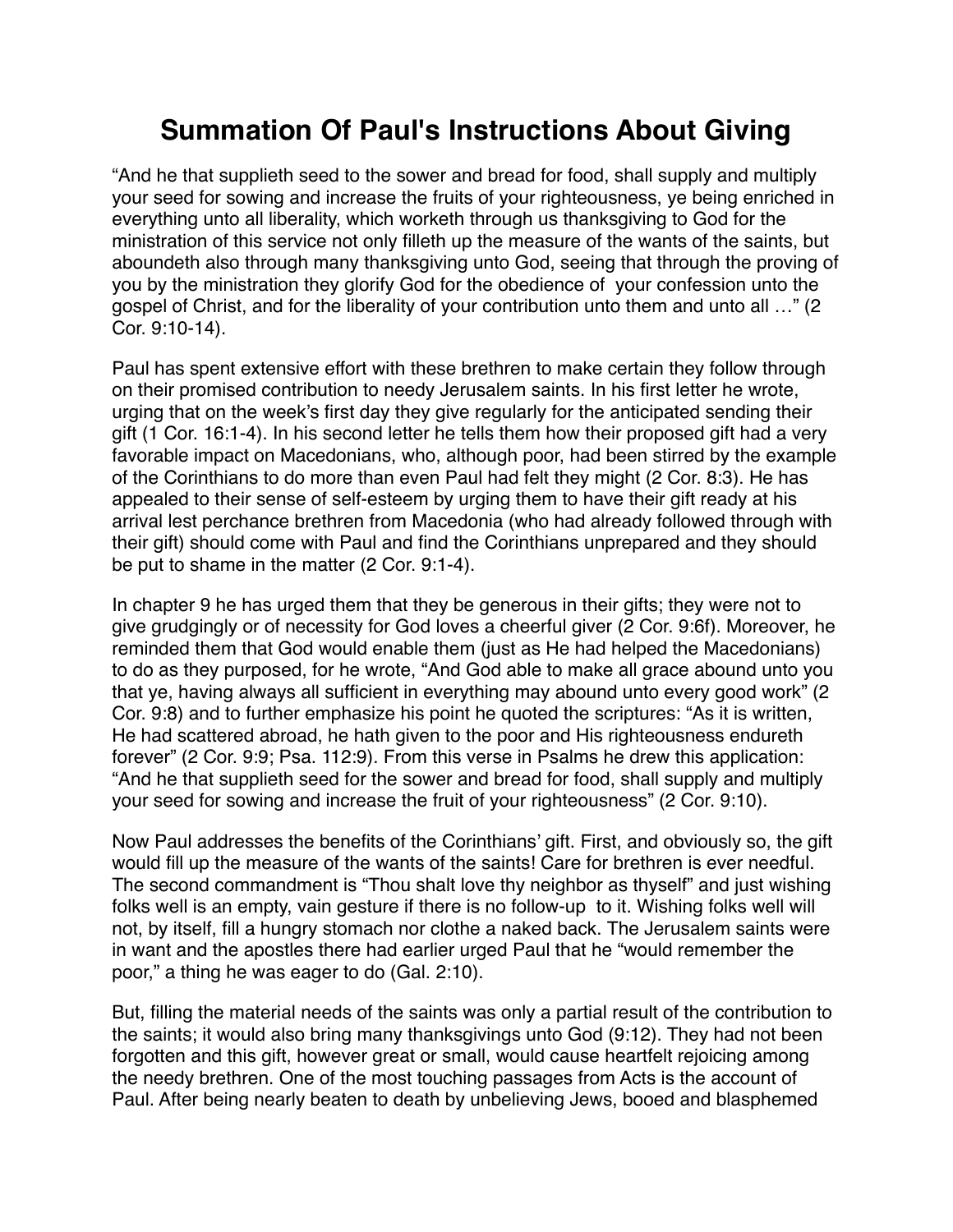# Summation Of Paul's Instructions About Giving

“And he that supplieth seed to the sower and bread for food, shall supply and multiply your seed for sowing and increase the fruits of your righteousness, ye being enriched in everything unto all liberality, which worketh through us thanksgiving to God for the ministration of this service not only filleth up the measure of the wants of the saints, but aboundeth also through many thanksgiving unto God, seeing that through the proving of you by the ministration they glorify God for the obedience of your confession unto the gospel of Christ, and for the liberality of your contribution unto them and unto all …” (2 Cor. 9:10-14).

Paul has spent extensive effort with these brethren to make certain they follow through on their promised contribution to needy Jerusalem saints. In his first letter he wrote, urging that on the week’s first day they give regularly for the anticipated sending their gift (1 Cor. 16:1-4). In his second letter he tells them how their proposed gift had a very favorable impact on Macedonians, who, although poor, had been stirred by the example of the Corinthians to do more than even Paul had felt they might (2 Cor. 8:3). He has appealed to their sense of self-esteem by urging them to have their gift ready at his arrival lest perchance brethren from Macedonia (who had already followed through with their gift) should come with Paul and find the Corinthians unprepared and they should be put to shame in the matter (2 Cor. 9:1-4).

In chapter 9 he has urged them that they be generous in their gifts; they were not to give grudgingly or of necessity for God loves a cheerful giver (2 Cor. 9:6f). Moreover, he reminded them that God would enable them (just as He had helped the Macedonians) to do as they purposed, for he wrote, “And God able to make all grace abound unto you that ye, having always all sufficient in everything may abound unto every good work” (2 Cor. 9:8) and to further emphasize his point he quoted the scriptures: “As it is written, He had scattered abroad, he hath given to the poor and His righteousness endureth forever” (2 Cor. 9:9; Psa. 112:9). From this verse in Psalms he drew this application: “And he that supplieth seed for the sower and bread for food, shall supply and multiply your seed for sowing and increase the fruit of your righteousness” (2 Cor. 9:10).

Now Paul addresses the benefits of the Corinthians’ gift. First, and obviously so, the gift would fill up the measure of the wants of the saints! Care for brethren is ever needful. The second commandment is “Thou shalt love thy neighbor as thyself” and just wishing folks well is an empty, vain gesture if there is no follow-up to it. Wishing folks well will not, by itself, fill a hungry stomach nor clothe a naked back. The Jerusalem saints were in want and the apostles there had earlier urged Paul that he “would remember the poor,” a thing he was eager to do (Gal. 2:10).

But, filling the material needs of the saints was only a partial result of the contribution to the saints; it would also bring many thanksgivings unto God (9:12). They had not been forgotten and this gift, however great or small, would cause heartfelt rejoicing among the needy brethren. One of the most touching passages from Acts is the account of Paul. After being nearly beaten to death by unbelieving Jews, booed and blasphemed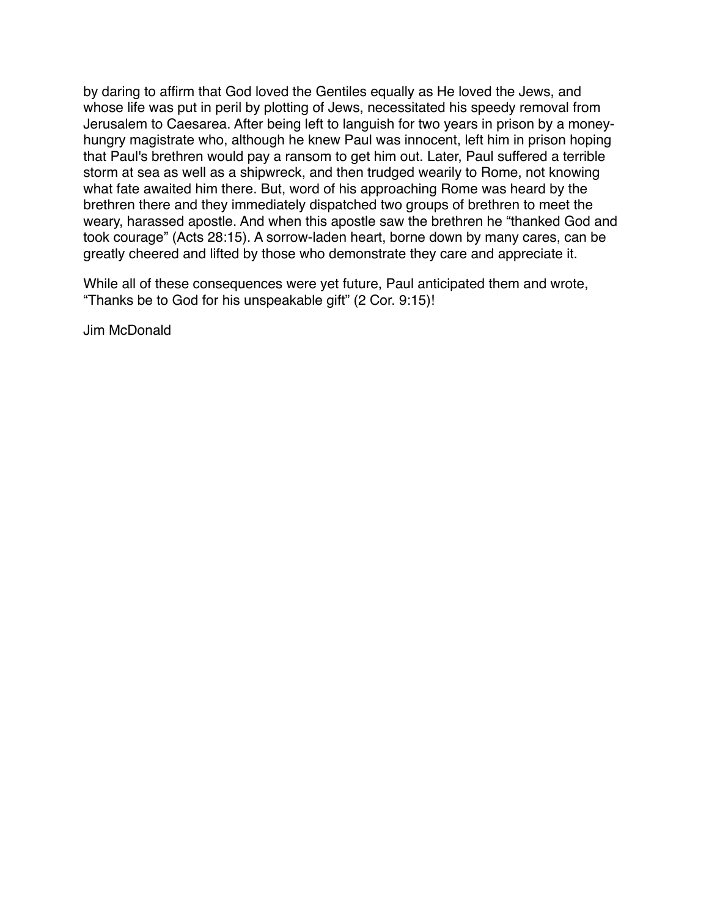by daring to affirm that God loved the Gentiles equally as He loved the Jews, and whose life was put in peril by plotting of Jews, necessitated his speedy removal from Jerusalem to Caesarea. After being left to languish for two years in prison by a money-hungry magistrate who, although he knew Paul was innocent, left him in prison hoping that Paul's brethren would pay a ransom to get him out. Later, Paul suffered a terrible storm at sea as well as a shipwreck, and then trudged wearily to Rome, not knowing what fate awaited him there. But, word of his approaching Rome was heard by the brethren there and they immediately dispatched two groups of brethren to meet the weary, harassed apostle. And when this apostle saw the brethren he "thanked God and took courage" (Acts 28:15). A sorrow-laden heart, borne down by many cares, can be greatly cheered and lifted by those who demonstrate they care and appreciate it.

While all of these consequences were yet future, Paul anticipated them and wrote, "Thanks be to God for his unspeakable gift" (2 Cor. 9:15)!

Jim McDonald